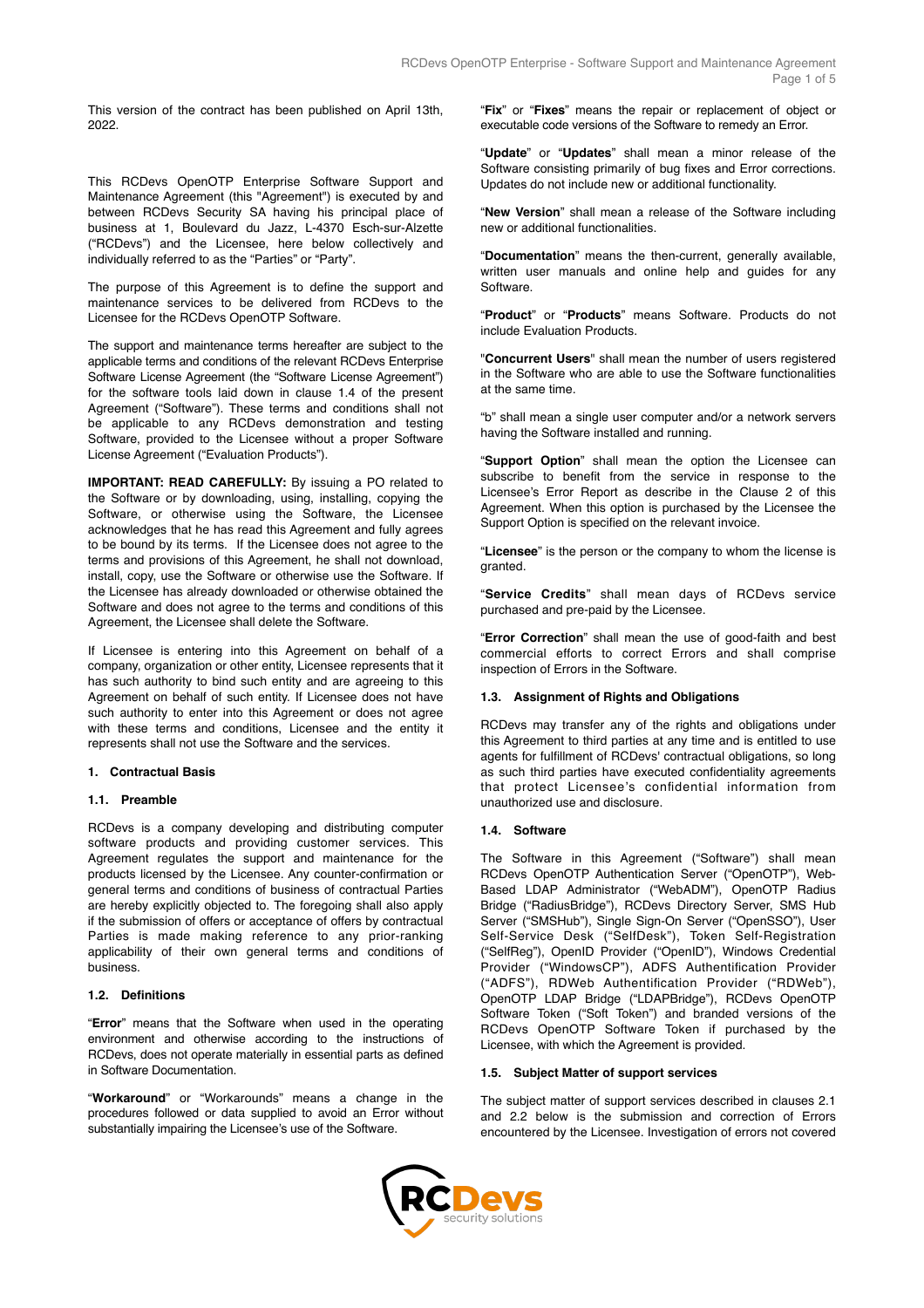This version of the contract has been published on April 13th, 2022.

This RCDevs OpenOTP Enterprise Software Support and Maintenance Agreement (this "Agreement") is executed by and between RCDevs Security SA having his principal place of business at 1, Boulevard du Jazz, L-4370 Esch-sur-Alzette ("RCDevs") and the Licensee, here below collectively and individually referred to as the "Parties" or "Party".

The purpose of this Agreement is to define the support and maintenance services to be delivered from RCDevs to the Licensee for the RCDevs OpenOTP Software.

The support and maintenance terms hereafter are subject to the applicable terms and conditions of the relevant RCDevs Enterprise Software License Agreement (the "Software License Agreement") for the software tools laid down in clause 1.4 of the present Agreement ("Software"). These terms and conditions shall not be applicable to any RCDevs demonstration and testing Software, provided to the Licensee without a proper Software License Agreement ("Evaluation Products").

**IMPORTANT: READ CAREFULLY:** By issuing a PO related to the Software or by downloading, using, installing, copying the Software, or otherwise using the Software, the Licensee acknowledges that he has read this Agreement and fully agrees to be bound by its terms. If the Licensee does not agree to the terms and provisions of this Agreement, he shall not download, install, copy, use the Software or otherwise use the Software. If the Licensee has already downloaded or otherwise obtained the Software and does not agree to the terms and conditions of this Agreement, the Licensee shall delete the Software.

If Licensee is entering into this Agreement on behalf of a company, organization or other entity, Licensee represents that it has such authority to bind such entity and are agreeing to this Agreement on behalf of such entity. If Licensee does not have such authority to enter into this Agreement or does not agree with these terms and conditions, Licensee and the entity it represents shall not use the Software and the services.

## 1. Contractual Basis

### 1.1. Preamble

RCDevs is a company developing and distributing computer software products and providing customer services. This Agreement regulates the support and maintenance for the products licensed by the Licensee. Any counter-confirmation or general terms and conditions of business of contractual Parties are hereby explicitly objected to. The foregoing shall also apply if the submission of offers or acceptance of offers by contractual Parties is made making reference to any prior-ranking applicability of their own general terms and conditions of business.

### 1.2. Definitions

"**Error**" means that the Software when used in the operating environment and otherwise according to the instructions of RCDevs, does not operate materially in essential parts as defined in Software Documentation.

"**Workaround**" or "Workarounds" means a change in the procedures followed or data supplied to avoid an Error without substantially impairing the Licensee's use of the Software.

"**Fix**" or "**Fixes**" means the repair or replacement of object or executable code versions of the Software to remedy an Error.

"**Update**" or "**Updates**" shall mean a minor release of the Software consisting primarily of bug fixes and Error corrections. Updates do not include new or additional functionality.

"**New Version**" shall mean a release of the Software including new or additional functionalities.

"**Documentation**" means the then-current, generally available, written user manuals and online help and guides for any Software.

"**Product**" or "**Products**" means Software. Products do not include Evaluation Products.

"**Concurrent Users**" shall mean the number of users registered in the Software who are able to use the Software functionalities at the same time.

"b" shall mean a single user computer and/or a network servers having the Software installed and running.

"**Support Option**" shall mean the option the Licensee can subscribe to benefit from the service in response to the Licensee's Error Report as describe in the Clause 2 of this Agreement. When this option is purchased by the Licensee the Support Option is specified on the relevant invoice.

"**Licensee**" is the person or the company to whom the license is granted.

"**Service Credits**" shall mean days of RCDevs service purchased and pre-paid by the Licensee.

"**Error Correction**" shall mean the use of good-faith and best commercial efforts to correct Errors and shall comprise inspection of Errors in the Software.

### 1.3. Assignment of Rights and Obligations

RCDevs may transfer any of the rights and obligations under this Agreement to third parties at any time and is entitled to use agents for fulfillment of RCDevs' contractual obligations, so long as such third parties have executed confidentiality agreements that protect Licensee's confidential information from unauthorized use and disclosure.

### 1.4. Software

The Software in this Agreement ("Software") shall mean RCDevs OpenOTP Authentication Server ("OpenOTP"), Web-Based LDAP Administrator ("WebADM"), OpenOTP Radius Bridge ("RadiusBridge"), RCDevs Directory Server, SMS Hub Server ("SMSHub"), Single Sign-On Server ("OpenSSO"), User Self-Service Desk ("SelfDesk"), Token Self-Registration ("SelfReg"), OpenID Provider ("OpenID"), Windows Credential Provider ("WindowsCP"), ADFS Authentification Provider ("ADFS"), RDWeb Authentification Provider ("RDWeb"), OpenOTP LDAP Bridge ("LDAPBridge"), RCDevs OpenOTP Software Token ("Soft Token") and branded versions of the RCDevs OpenOTP Software Token if purchased by the Licensee, with which the Agreement is provided.

### 1.5. Subject Matter of support services

The subject matter of support services described in clauses 2.1 and 2.2 below is the submission and correction of Errors encountered by the Licensee. Investigation of errors not covered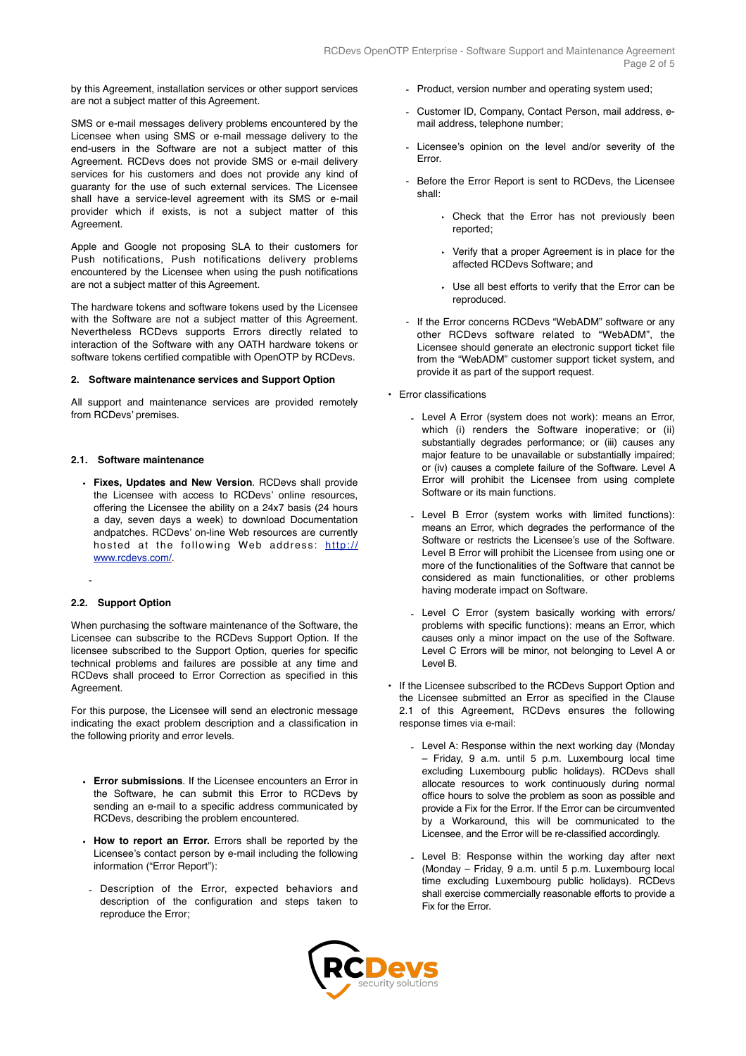by this Agreement, installation services or other support services are not a subject matter of this Agreement.

SMS or e-mail messages delivery problems encountered by the Licensee when using SMS or e-mail message delivery to the end-users in the Software are not a subject matter of this Agreement. RCDevs does not provide SMS or e-mail delivery services for his customers and does not provide any kind of guaranty for the use of such external services. The Licensee shall have a service-level agreement with its SMS or e-mail provider which if exists, is not a subject matter of this Agreement.

Apple and Google not proposing SLA to their customers for Push notifications, Push notifications delivery problems encountered by the Licensee when using the push notifications are not a subject matter of this Agreement.

The hardware tokens and software tokens used by the Licensee with the Software are not a subject matter of this Agreement. Nevertheless RCDevs supports Errors directly related to interaction of the Software with any OATH hardware tokens or software tokens certified compatible with OpenOTP by RCDevs.

### 2. Software maintenance services and Support Option

All support and maintenance services are provided remotely from RCDevs' premises.

#### 2.1. Software maintenance

- **Fixes, Updates and New Version**. RCDevs shall provide the Licensee with access to RCDevs' online resources, offering the Licensee the ability on a 24x7 basis (24 hours a day, seven days a week) to download Documentation andpatches. RCDevs' on-line Web resources are currently hosted at the following Web address: http://www.rcdevs.com/.

-

#### 2.2. Support Option

When purchasing the software maintenance of the Software, the Licensee can subscribe to the RCDevs Support Option. If the licensee subscribed to the Support Option, queries for specific technical problems and failures are possible at any time and RCDevs shall proceed to Error Correction as specified in this Agreement.

For this purpose, the Licensee will send an electronic message indicating the exact problem description and a classification in the following priority and error levels.

- **Error submissions**. If the Licensee encounters an Error in the Software, he can submit this Error to RCDevs by sending an e-mail to a specific address communicated by RCDevs, describing the problem encountered.
- **How to report an Error.** Errors shall be reported by the Licensee's contact person by e-mail including the following information ("Error Report"):
  - Description of the Error, expected behaviors and description of the configuration and steps taken to reproduce the Error;
  - Product, version number and operating system used;
  - Customer ID, Company, Contact Person, mail address, e-mail address, telephone number;
  - Licensee's opinion on the level and/or severity of the Error.
  - Before the Error Report is sent to RCDevs, the Licensee shall:
    - Check that the Error has not previously been reported;
    - Verify that a proper Agreement is in place for the affected RCDevs Software; and
    - Use all best efforts to verify that the Error can be reproduced.
  - If the Error concerns RCDevs "WebADM" software or any other RCDevs software related to "WebADM", the Licensee should generate an electronic support ticket file from the "WebADM" customer support ticket system, and provide it as part of the support request.
- Error classifications
  - Level A Error (system does not work): means an Error, which (i) renders the Software inoperative; or (ii) substantially degrades performance; or (iii) causes any major feature to be unavailable or substantially impaired; or (iv) causes a complete failure of the Software. Level A Error will prohibit the Licensee from using complete Software or its main functions.
  - Level B Error (system works with limited functions): means an Error, which degrades the performance of the Software or restricts the Licensee's use of the Software. Level B Error will prohibit the Licensee from using one or more of the functionalities of the Software that cannot be considered as main functionalities, or other problems having moderate impact on Software.
  - Level C Error (system basically working with errors/ problems with specific functions): means an Error, which causes only a minor impact on the use of the Software. Level C Errors will be minor, not belonging to Level A or Level B.
- If the Licensee subscribed to the RCDevs Support Option and the Licensee submitted an Error as specified in the Clause 2.1 of this Agreement, RCDevs ensures the following response times via e-mail:
  - Level A: Response within the next working day (Monday – Friday, 9 a.m. until 5 p.m. Luxembourg local time excluding Luxembourg public holidays). RCDevs shall allocate resources to work continuously during normal office hours to solve the problem as soon as possible and provide a Fix for the Error. If the Error can be circumvented by a Workaround, this will be communicated to the Licensee, and the Error will be re-classified accordingly.
  - Level B: Response within the working day after next (Monday – Friday, 9 a.m. until 5 p.m. Luxembourg local time excluding Luxembourg public holidays). RCDevs shall exercise commercially reasonable efforts to provide a Fix for the Error.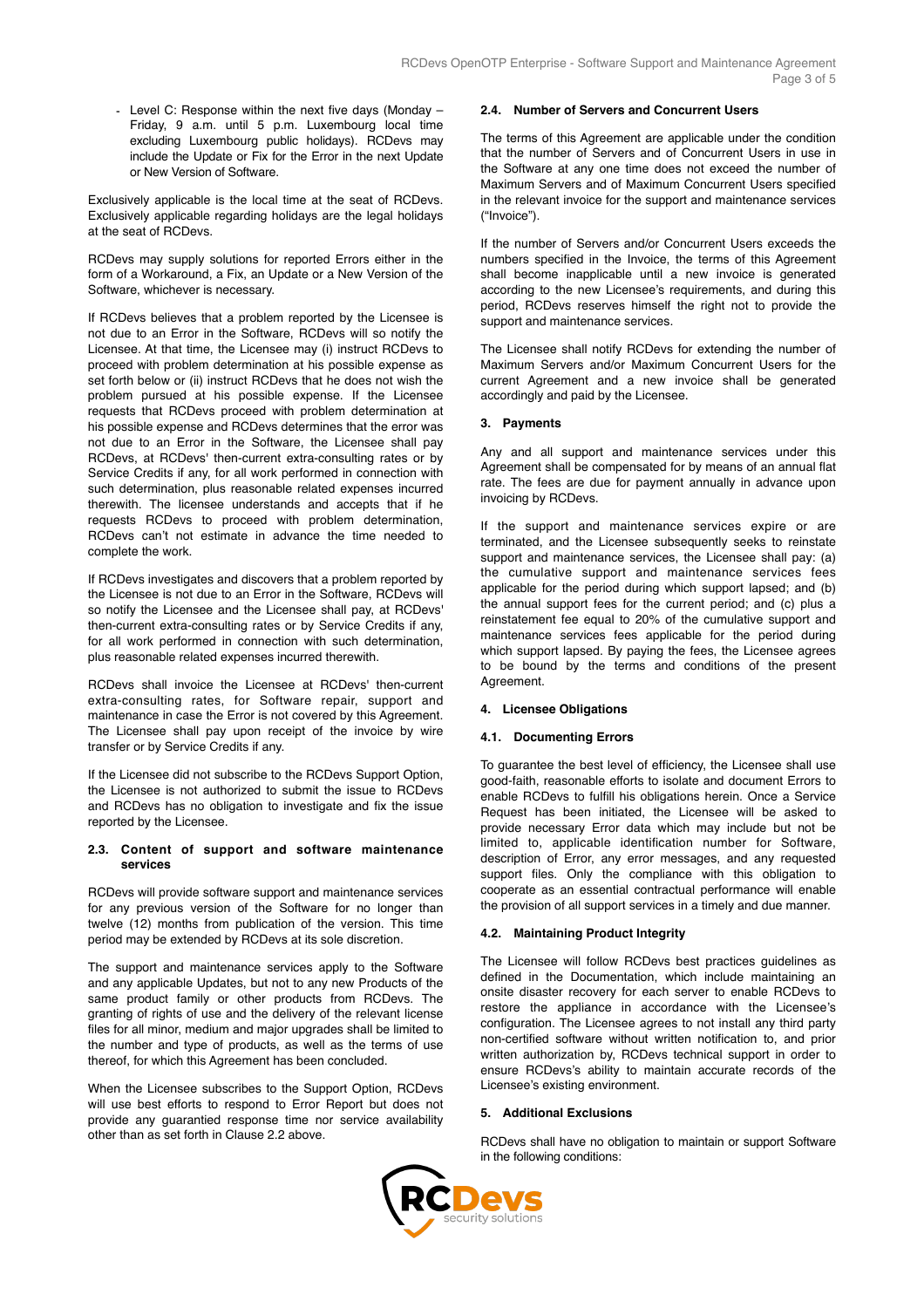- Level C: Response within the next five days (Monday – Friday, 9 a.m. until 5 p.m. Luxembourg local time excluding Luxembourg public holidays). RCDevs may include the Update or Fix for the Error in the next Update or New Version of Software.

Exclusively applicable is the local time at the seat of RCDevs. Exclusively applicable regarding holidays are the legal holidays at the seat of RCDevs.

RCDevs may supply solutions for reported Errors either in the form of a Workaround, a Fix, an Update or a New Version of the Software, whichever is necessary.

If RCDevs believes that a problem reported by the Licensee is not due to an Error in the Software, RCDevs will so notify the Licensee. At that time, the Licensee may (i) instruct RCDevs to proceed with problem determination at his possible expense as set forth below or (ii) instruct RCDevs that he does not wish the problem pursued at his possible expense. If the Licensee requests that RCDevs proceed with problem determination at his possible expense and RCDevs determines that the error was not due to an Error in the Software, the Licensee shall pay RCDevs, at RCDevs' then-current extra-consulting rates or by Service Credits if any, for all work performed in connection with such determination, plus reasonable related expenses incurred therewith. The licensee understands and accepts that if he requests RCDevs to proceed with problem determination, RCDevs can't not estimate in advance the time needed to complete the work.

If RCDevs investigates and discovers that a problem reported by the Licensee is not due to an Error in the Software, RCDevs will so notify the Licensee and the Licensee shall pay, at RCDevs' then-current extra-consulting rates or by Service Credits if any, for all work performed in connection with such determination, plus reasonable related expenses incurred therewith.

RCDevs shall invoice the Licensee at RCDevs' then-current extra-consulting rates, for Software repair, support and maintenance in case the Error is not covered by this Agreement. The Licensee shall pay upon receipt of the invoice by wire transfer or by Service Credits if any.

If the Licensee did not subscribe to the RCDevs Support Option, the Licensee is not authorized to submit the issue to RCDevs and RCDevs has no obligation to investigate and fix the issue reported by the Licensee.

### 2.3. Content of support and software maintenance services

RCDevs will provide software support and maintenance services for any previous version of the Software for no longer than twelve (12) months from publication of the version. This time period may be extended by RCDevs at its sole discretion.

The support and maintenance services apply to the Software and any applicable Updates, but not to any new Products of the same product family or other products from RCDevs. The granting of rights of use and the delivery of the relevant license files for all minor, medium and major upgrades shall be limited to the number and type of products, as well as the terms of use thereof, for which this Agreement has been concluded.

When the Licensee subscribes to the Support Option, RCDevs will use best efforts to respond to Error Report but does not provide any guarantied response time nor service availability other than as set forth in Clause 2.2 above.

### 2.4. Number of Servers and Concurrent Users

The terms of this Agreement are applicable under the condition that the number of Servers and of Concurrent Users in use in the Software at any one time does not exceed the number of Maximum Servers and of Maximum Concurrent Users specified in the relevant invoice for the support and maintenance services ("Invoice").

If the number of Servers and/or Concurrent Users exceeds the numbers specified in the Invoice, the terms of this Agreement shall become inapplicable until a new invoice is generated according to the new Licensee's requirements, and during this period, RCDevs reserves himself the right not to provide the support and maintenance services.

The Licensee shall notify RCDevs for extending the number of Maximum Servers and/or Maximum Concurrent Users for the current Agreement and a new invoice shall be generated accordingly and paid by the Licensee.

## 3. Payments

Any and all support and maintenance services under this Agreement shall be compensated for by means of an annual flat rate. The fees are due for payment annually in advance upon invoicing by RCDevs.

If the support and maintenance services expire or are terminated, and the Licensee subsequently seeks to reinstate support and maintenance services, the Licensee shall pay: (a) the cumulative support and maintenance services fees applicable for the period during which support lapsed; and (b) the annual support fees for the current period; and (c) plus a reinstatement fee equal to 20% of the cumulative support and maintenance services fees applicable for the period during which support lapsed. By paying the fees, the Licensee agrees to be bound by the terms and conditions of the present Agreement.

## 4. Licensee Obligations

### 4.1. Documenting Errors

To guarantee the best level of efficiency, the Licensee shall use good-faith, reasonable efforts to isolate and document Errors to enable RCDevs to fulfill his obligations herein. Once a Service Request has been initiated, the Licensee will be asked to provide necessary Error data which may include but not be limited to, applicable identification number for Software, description of Error, any error messages, and any requested support files. Only the compliance with this obligation to cooperate as an essential contractual performance will enable the provision of all support services in a timely and due manner.

### 4.2. Maintaining Product Integrity

The Licensee will follow RCDevs best practices guidelines as defined in the Documentation, which include maintaining an onsite disaster recovery for each server to enable RCDevs to restore the appliance in accordance with the Licensee's configuration. The Licensee agrees to not install any third party non-certified software without written notification to, and prior written authorization by, RCDevs technical support in order to ensure RCDevs's ability to maintain accurate records of the Licensee's existing environment.

## 5. Additional Exclusions

RCDevs shall have no obligation to maintain or support Software in the following conditions: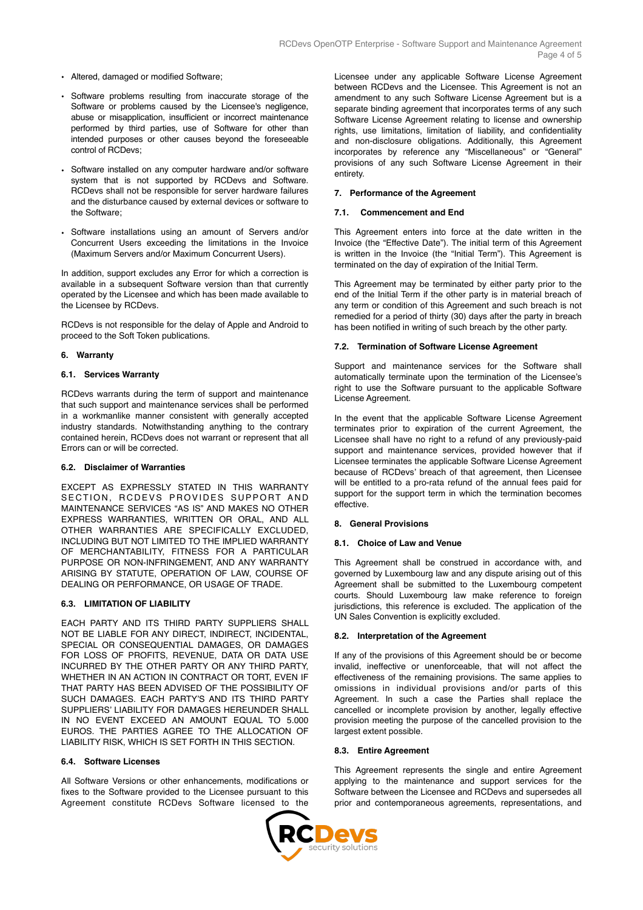- Altered, damaged or modified Software;
- Software problems resulting from inaccurate storage of the Software or problems caused by the Licensee's negligence, abuse or misapplication, insufficient or incorrect maintenance performed by third parties, use of Software for other than intended purposes or other causes beyond the foreseeable control of RCDevs;
- Software installed on any computer hardware and/or software system that is not supported by RCDevs and Software. RCDevs shall not be responsible for server hardware failures and the disturbance caused by external devices or software to the Software;
- Software installations using an amount of Servers and/or Concurrent Users exceeding the limitations in the Invoice (Maximum Servers and/or Maximum Concurrent Users).

In addition, support excludes any Error for which a correction is available in a subsequent Software version than that currently operated by the Licensee and which has been made available to the Licensee by RCDevs.

RCDevs is not responsible for the delay of Apple and Android to proceed to the Soft Token publications.

## 6. Warranty

### 6.1. Services Warranty

RCDevs warrants during the term of support and maintenance that such support and maintenance services shall be performed in a workmanlike manner consistent with generally accepted industry standards. Notwithstanding anything to the contrary contained herein, RCDevs does not warrant or represent that all Errors can or will be corrected.

### 6.2. Disclaimer of Warranties

EXCEPT AS EXPRESSLY STATED IN THIS WARRANTY SECTION, RCDEVS PROVIDES SUPPORT AND MAINTENANCE SERVICES "AS IS" AND MAKES NO OTHER EXPRESS WARRANTIES, WRITTEN OR ORAL, AND ALL OTHER WARRANTIES ARE SPECIFICALLY EXCLUDED, INCLUDING BUT NOT LIMITED TO THE IMPLIED WARRANTY OF MERCHANTABILITY, FITNESS FOR A PARTICULAR PURPOSE OR NON-INFRINGEMENT, AND ANY WARRANTY ARISING BY STATUTE, OPERATION OF LAW, COURSE OF DEALING OR PERFORMANCE, OR USAGE OF TRADE.

### 6.3. LIMITATION OF LIABILITY

EACH PARTY AND ITS THIRD PARTY SUPPLIERS SHALL NOT BE LIABLE FOR ANY DIRECT, INDIRECT, INCIDENTAL, SPECIAL OR CONSEQUENTIAL DAMAGES, OR DAMAGES FOR LOSS OF PROFITS, REVENUE, DATA OR DATA USE INCURRED BY THE OTHER PARTY OR ANY THIRD PARTY, WHETHER IN AN ACTION IN CONTRACT OR TORT, EVEN IF THAT PARTY HAS BEEN ADVISED OF THE POSSIBILITY OF SUCH DAMAGES. EACH PARTY'S AND ITS THIRD PARTY SUPPLIERS' LIABILITY FOR DAMAGES HEREUNDER SHALL IN NO EVENT EXCEED AN AMOUNT EQUAL TO 5.000 EUROS. THE PARTIES AGREE TO THE ALLOCATION OF LIABILITY RISK, WHICH IS SET FORTH IN THIS SECTION.

### 6.4. Software Licenses

All Software Versions or other enhancements, modifications or fixes to the Software provided to the Licensee pursuant to this Agreement constitute RCDevs Software licensed to the Licensee under any applicable Software License Agreement between RCDevs and the Licensee. This Agreement is not an amendment to any such Software License Agreement but is a separate binding agreement that incorporates terms of any such Software License Agreement relating to license and ownership rights, use limitations, limitation of liability, and confidentiality and non-disclosure obligations. Additionally, this Agreement incorporates by reference any "Miscellaneous" or "General" provisions of any such Software License Agreement in their entirety.

## 7. Performance of the Agreement

### 7.1. Commencement and End

This Agreement enters into force at the date written in the Invoice (the "Effective Date"). The initial term of this Agreement is written in the Invoice (the "Initial Term"). This Agreement is terminated on the day of expiration of the Initial Term.

This Agreement may be terminated by either party prior to the end of the Initial Term if the other party is in material breach of any term or condition of this Agreement and such breach is not remedied for a period of thirty (30) days after the party in breach has been notified in writing of such breach by the other party.

### 7.2. Termination of Software License Agreement

Support and maintenance services for the Software shall automatically terminate upon the termination of the Licensee's right to use the Software pursuant to the applicable Software License Agreement.

In the event that the applicable Software License Agreement terminates prior to expiration of the current Agreement, the Licensee shall have no right to a refund of any previously-paid support and maintenance services, provided however that if Licensee terminates the applicable Software License Agreement because of RCDevs' breach of that agreement, then Licensee will be entitled to a pro-rata refund of the annual fees paid for support for the support term in which the termination becomes effective.

## 8. General Provisions

### 8.1. Choice of Law and Venue

This Agreement shall be construed in accordance with, and governed by Luxembourg law and any dispute arising out of this Agreement shall be submitted to the Luxembourg competent courts. Should Luxembourg law make reference to foreign jurisdictions, this reference is excluded. The application of the UN Sales Convention is explicitly excluded.

### 8.2. Interpretation of the Agreement

If any of the provisions of this Agreement should be or become invalid, ineffective or unenforceable, that will not affect the effectiveness of the remaining provisions. The same applies to omissions in individual provisions and/or parts of this Agreement. In such a case the Parties shall replace the cancelled or incomplete provision by another, legally effective provision meeting the purpose of the cancelled provision to the largest extent possible.

### 8.3. Entire Agreement

This Agreement represents the single and entire Agreement applying to the maintenance and support services for the Software between the Licensee and RCDevs and supersedes all prior and contemporaneous agreements, representations, and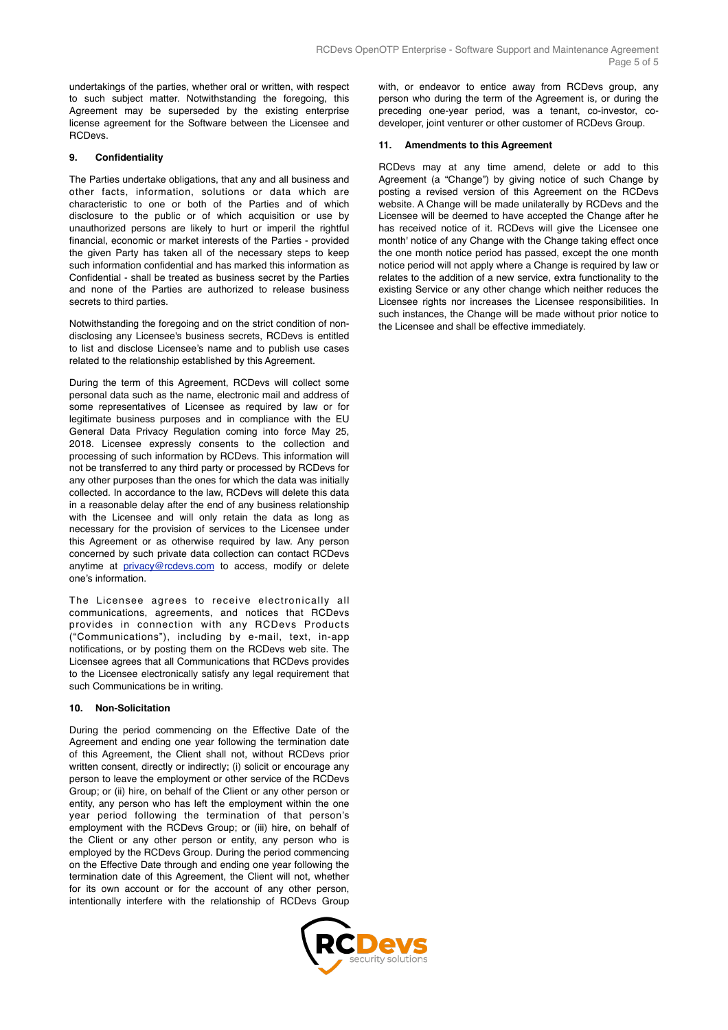undertakings of the parties, whether oral or written, with respect to such subject matter. Notwithstanding the foregoing, this Agreement may be superseded by the existing enterprise license agreement for the Software between the Licensee and RCDevs.

### 9. Confidentiality

The Parties undertake obligations, that any and all business and other facts, information, solutions or data which are characteristic to one or both of the Parties and of which disclosure to the public or of which acquisition or use by unauthorized persons are likely to hurt or imperil the rightful financial, economic or market interests of the Parties - provided the given Party has taken all of the necessary steps to keep such information confidential and has marked this information as Confidential - shall be treated as business secret by the Parties and none of the Parties are authorized to release business secrets to third parties.

Notwithstanding the foregoing and on the strict condition of non-disclosing any Licensee's business secrets, RCDevs is entitled to list and disclose Licensee's name and to publish use cases related to the relationship established by this Agreement.

During the term of this Agreement, RCDevs will collect some personal data such as the name, electronic mail and address of some representatives of Licensee as required by law or for legitimate business purposes and in compliance with the EU General Data Privacy Regulation coming into force May 25, 2018. Licensee expressly consents to the collection and processing of such information by RCDevs. This information will not be transferred to any third party or processed by RCDevs for any other purposes than the ones for which the data was initially collected. In accordance to the law, RCDevs will delete this data in a reasonable delay after the end of any business relationship with the Licensee and will only retain the data as long as necessary for the provision of services to the Licensee under this Agreement or as otherwise required by law. Any person concerned by such private data collection can contact RCDevs anytime at privacy@rcdevs.com to access, modify or delete one's information.

The Licensee agrees to receive electronically all communications, agreements, and notices that RCDevs provides in connection with any RCDevs Products ("Communications"), including by e-mail, text, in-app notifications, or by posting them on the RCDevs web site. The Licensee agrees that all Communications that RCDevs provides to the Licensee electronically satisfy any legal requirement that such Communications be in writing.

### 10. Non-Solicitation

During the period commencing on the Effective Date of the Agreement and ending one year following the termination date of this Agreement, the Client shall not, without RCDevs prior written consent, directly or indirectly; (i) solicit or encourage any person to leave the employment or other service of the RCDevs Group; or (ii) hire, on behalf of the Client or any other person or entity, any person who has left the employment within the one year period following the termination of that person's employment with the RCDevs Group; or (iii) hire, on behalf of the Client or any other person or entity, any person who is employed by the RCDevs Group. During the period commencing on the Effective Date through and ending one year following the termination date of this Agreement, the Client will not, whether for its own account or for the account of any other person, intentionally interfere with the relationship of RCDevs Group with, or endeavor to entice away from RCDevs group, any person who during the term of the Agreement is, or during the preceding one-year period, was a tenant, co-investor, co-developer, joint venturer or other customer of RCDevs Group.

### 11. Amendments to this Agreement

RCDevs may at any time amend, delete or add to this Agreement (a "Change") by giving notice of such Change by posting a revised version of this Agreement on the RCDevs website. A Change will be made unilaterally by RCDevs and the Licensee will be deemed to have accepted the Change after he has received notice of it. RCDevs will give the Licensee one month' notice of any Change with the Change taking effect once the one month notice period has passed, except the one month notice period will not apply where a Change is required by law or relates to the addition of a new service, extra functionality to the existing Service or any other change which neither reduces the Licensee rights nor increases the Licensee responsibilities. In such instances, the Change will be made without prior notice to the Licensee and shall be effective immediately.